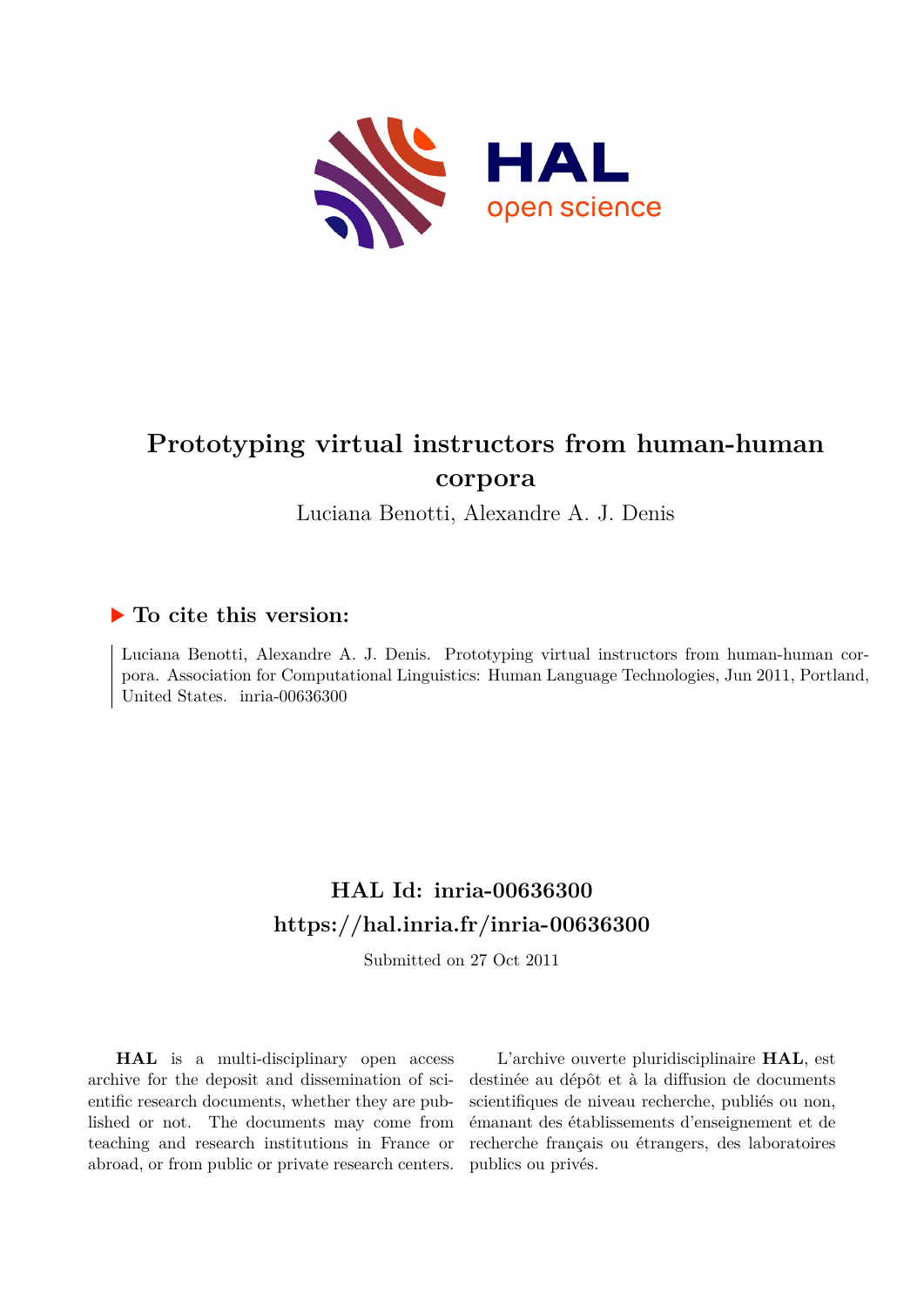# Prototyping virtual instructors from human-human corpora

Luciana Benotti, Alexandre A. J. Denis

## ▶ To cite this version:

Luciana Benotti, Alexandre A. J. Denis. Prototyping virtual instructors from human-human corpora. Association for Computational Linguistics: Human Language Technologies, Jun 2011, Portland, United States. inria-00636300

## HAL Id: inria-00636300

## https://hal.inria.fr/inria-00636300

Submitted on 27 Oct 2011

**HAL** is a multi-disciplinary open access archive for the deposit and dissemination of scientific research documents, whether they are published or not. The documents may come from teaching and research institutions in France or abroad, or from public or private research centers.

L'archive ouverte pluridisciplinaire **HAL**, est destinée au dépôt et à la diffusion de documents scientifiques de niveau recherche, publiés ou non, émanant des établissements d'enseignement et de recherche français ou étrangers, des laboratoires publics ou privés.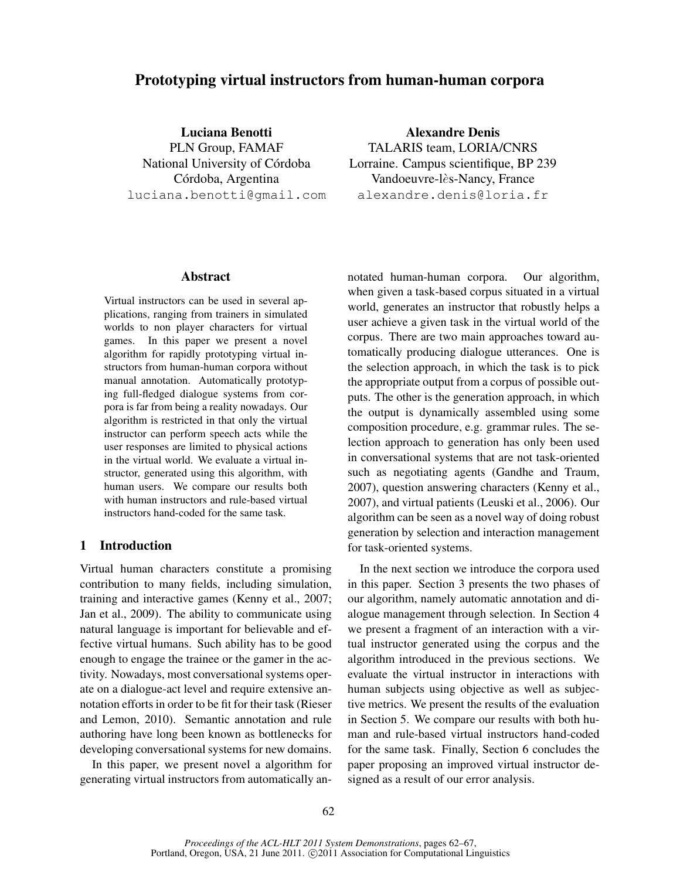# Prototyping virtual instructors from human-human corpora

**Luciana Benotti**
PLN Group, FAMAF
National University of Córdoba
Córdoba, Argentina
luciana.benotti@gmail.com

**Alexandre Denis**
TALARIS team, LORIA/CNRS
Lorraine. Campus scientifique, BP 239
Vandoeuvre-lès-Nancy, France
alexandre.denis@loria.fr

## Abstract

Virtual instructors can be used in several applications, ranging from trainers in simulated worlds to non player characters for virtual games. In this paper we present a novel algorithm for rapidly prototyping virtual instructors from human-human corpora without manual annotation. Automatically prototyping full-fledged dialogue systems from corpora is far from being a reality nowadays. Our algorithm is restricted in that only the virtual instructor can perform speech acts while the user responses are limited to physical actions in the virtual world. We evaluate a virtual instructor, generated using this algorithm, with human users. We compare our results both with human instructors and rule-based virtual instructors hand-coded for the same task.

## 1 Introduction

Virtual human characters constitute a promising contribution to many fields, including simulation, training and interactive games (Kenny et al., 2007; Jan et al., 2009). The ability to communicate using natural language is important for believable and effective virtual humans. Such ability has to be good enough to engage the trainee or the gamer in the activity. Nowadays, most conversational systems operate on a dialogue-act level and require extensive annotation efforts in order to be fit for their task (Rieser and Lemon, 2010). Semantic annotation and rule authoring have long been known as bottlenecks for developing conversational systems for new domains.

In this paper, we present novel a algorithm for generating virtual instructors from automatically annotated human-human corpora. Our algorithm, when given a task-based corpus situated in a virtual world, generates an instructor that robustly helps a user achieve a given task in the virtual world of the corpus. There are two main approaches toward automatically producing dialogue utterances. One is the selection approach, in which the task is to pick the appropriate output from a corpus of possible outputs. The other is the generation approach, in which the output is dynamically assembled using some composition procedure, e.g. grammar rules. The selection approach to generation has only been used in conversational systems that are not task-oriented such as negotiating agents (Gandhe and Traum, 2007), question answering characters (Kenny et al., 2007), and virtual patients (Leuski et al., 2006). Our algorithm can be seen as a novel way of doing robust generation by selection and interaction management for task-oriented systems.

In the next section we introduce the corpora used in this paper. Section 3 presents the two phases of our algorithm, namely automatic annotation and dialogue management through selection. In Section 4 we present a fragment of an interaction with a virtual instructor generated using the corpus and the algorithm introduced in the previous sections. We evaluate the virtual instructor in interactions with human subjects using objective as well as subjective metrics. We present the results of the evaluation in Section 5. We compare our results with both human and rule-based virtual instructors hand-coded for the same task. Finally, Section 6 concludes the paper proposing an improved virtual instructor designed as a result of our error analysis.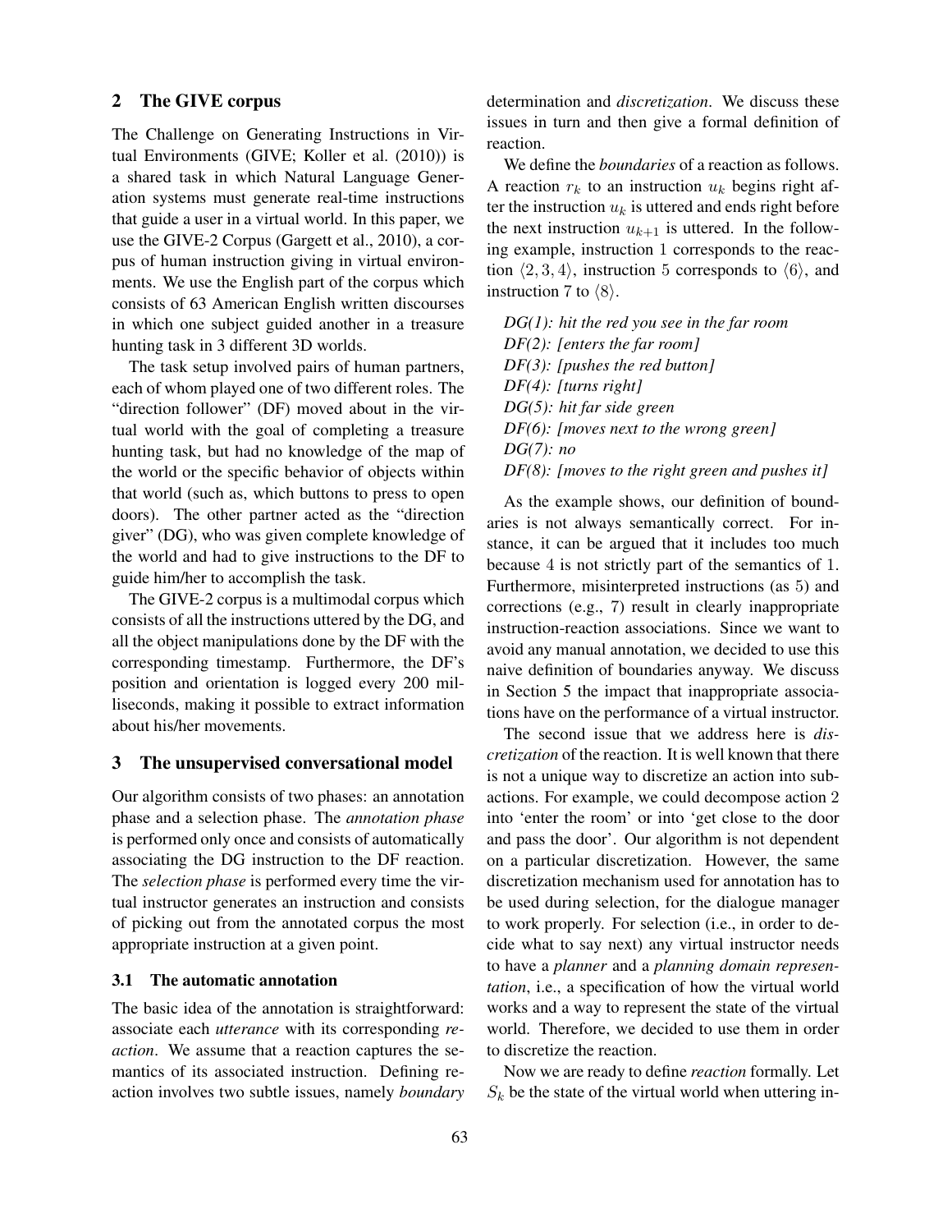## 2 The GIVE corpus

The Challenge on Generating Instructions in Virtual Environments (GIVE; Koller et al. (2010)) is a shared task in which Natural Language Generation systems must generate real-time instructions that guide a user in a virtual world. In this paper, we use the GIVE-2 Corpus (Gargett et al., 2010), a corpus of human instruction giving in virtual environments. We use the English part of the corpus which consists of 63 American English written discourses in which one subject guided another in a treasure hunting task in 3 different 3D worlds.

The task setup involved pairs of human partners, each of whom played one of two different roles. The "direction follower" (DF) moved about in the virtual world with the goal of completing a treasure hunting task, but had no knowledge of the map of the world or the specific behavior of objects within that world (such as, which buttons to press to open doors). The other partner acted as the "direction giver" (DG), who was given complete knowledge of the world and had to give instructions to the DF to guide him/her to accomplish the task.

The GIVE-2 corpus is a multimodal corpus which consists of all the instructions uttered by the DG, and all the object manipulations done by the DF with the corresponding timestamp. Furthermore, the DF's position and orientation is logged every 200 milliseconds, making it possible to extract information about his/her movements.

## 3 The unsupervised conversational model

Our algorithm consists of two phases: an annotation phase and a selection phase. The *annotation phase* is performed only once and consists of automatically associating the DG instruction to the DF reaction. The *selection phase* is performed every time the virtual instructor generates an instruction and consists of picking out from the annotated corpus the most appropriate instruction at a given point.

### 3.1 The automatic annotation

The basic idea of the annotation is straightforward: associate each *utterance* with its corresponding *reaction*. We assume that a reaction captures the semantics of its associated instruction. Defining reaction involves two subtle issues, namely *boundary* determination and *discretization*. We discuss these issues in turn and then give a formal definition of reaction.

We define the *boundaries* of a reaction as follows. A reaction $r_k$ to an instruction $u_k$ begins right after the instruction $u_k$ is uttered and ends right before the next instruction $u_{k+1}$ is uttered. In the following example, instruction 1 corresponds to the reaction $\langle 2, 3, 4 \rangle$, instruction 5 corresponds to $\langle 6 \rangle$, and instruction 7 to $\langle 8 \rangle$.

*DG(1): hit the red you see in the far room*
*DF(2): [enters the far room]*
*DF(3): [pushes the red button]*
*DF(4): [turns right]*
*DG(5): hit far side green*
*DF(6): [moves next to the wrong green]*
*DG(7): no*
*DF(8): [moves to the right green and pushes it]*

As the example shows, our definition of boundaries is not always semantically correct. For instance, it can be argued that it includes too much because 4 is not strictly part of the semantics of 1. Furthermore, misinterpreted instructions (as 5) and corrections (e.g., 7) result in clearly inappropriate instruction-reaction associations. Since we want to avoid any manual annotation, we decided to use this naive definition of boundaries anyway. We discuss in Section 5 the impact that inappropriate associations have on the performance of a virtual instructor.

The second issue that we address here is *discretization* of the reaction. It is well known that there is not a unique way to discretize an action into sub-actions. For example, we could decompose action 2 into 'enter the room' or into 'get close to the door and pass the door'. Our algorithm is not dependent on a particular discretization. However, the same discretization mechanism used for annotation has to be used during selection, for the dialogue manager to work properly. For selection (i.e., in order to decide what to say next) any virtual instructor needs to have a *planner* and a *planning domain representation*, i.e., a specification of how the virtual world works and a way to represent the state of the virtual world. Therefore, we decided to use them in order to discretize the reaction.

Now we are ready to define *reaction* formally. Let $S_k$ be the state of the virtual world when uttering in-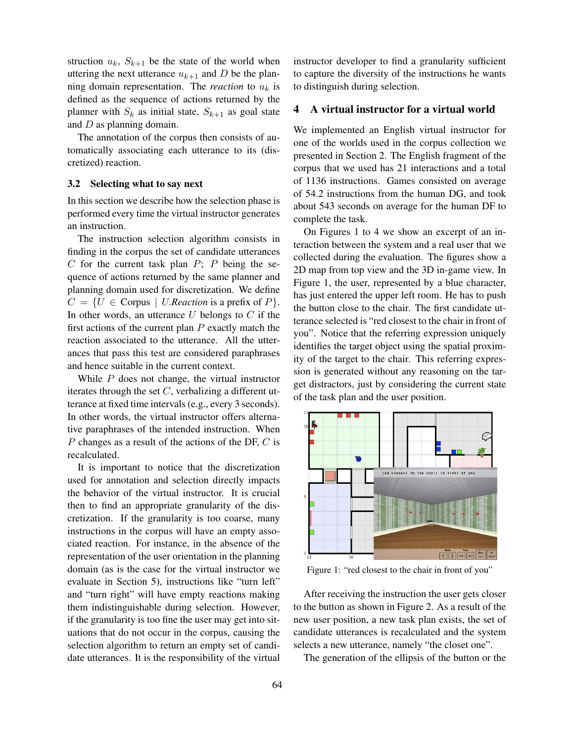struction $u_k$, $S_{k+1}$ be the state of the world when uttering the next utterance $u_{k+1}$ and $D$ be the planning domain representation. The *reaction* to $u_k$ is defined as the sequence of actions returned by the planner with $S_k$ as initial state, $S_{k+1}$ as goal state and $D$ as planning domain.

The annotation of the corpus then consists of automatically associating each utterance to its (discretized) reaction.

### 3.2 Selecting what to say next

In this section we describe how the selection phase is performed every time the virtual instructor generates an instruction.

The instruction selection algorithm consists in finding in the corpus the set of candidate utterances $C$ for the current task plan $P$; $P$ being the sequence of actions returned by the same planner and planning domain used for discretization. We define $C = \{U \in \text{Corpus} \mid U.\textit{Reaction} \text{ is a prefix of } P\}$. In other words, an utterance $U$ belongs to $C$ if the first actions of the current plan $P$ exactly match the reaction associated to the utterance. All the utterances that pass this test are considered paraphrases and hence suitable in the current context.

While $P$ does not change, the virtual instructor iterates through the set $C$, verbalizing a different utterance at fixed time intervals (e.g., every 3 seconds). In other words, the virtual instructor offers alternative paraphrases of the intended instruction. When $P$ changes as a result of the actions of the DF, $C$ is recalculated.

It is important to notice that the discretization used for annotation and selection directly impacts the behavior of the virtual instructor. It is crucial then to find an appropriate granularity of the discretization. If the granularity is too coarse, many instructions in the corpus will have an empty associated reaction. For instance, in the absence of the representation of the user orientation in the planning domain (as is the case for the virtual instructor we evaluate in Section 5), instructions like "turn left" and "turn right" will have empty reactions making them indistinguishable during selection. However, if the granularity is too fine the user may get into situations that do not occur in the corpus, causing the selection algorithm to return an empty set of candidate utterances. It is the responsibility of the virtual instructor developer to find a granularity sufficient to capture the diversity of the instructions he wants to distinguish during selection.

## 4 A virtual instructor for a virtual world

We implemented an English virtual instructor for one of the worlds used in the corpus collection we presented in Section 2. The English fragment of the corpus that we used has 21 interactions and a total of 1136 instructions. Games consisted on average of 54.2 instructions from the human DG, and took about 543 seconds on average for the human DF to complete the task.

On Figures 1 to 4 we show an excerpt of an interaction between the system and a real user that we collected during the evaluation. The figures show a 2D map from top view and the 3D in-game view. In Figure 1, the user, represented by a blue character, has just entered the upper left room. He has to push the button close to the chair. The first candidate utterance selected is "red closest to the chair in front of you". Notice that the referring expression uniquely identifies the target object using the spatial proximity of the target to the chair. This referring expression is generated without any reasoning on the target distractors, just by considering the current state of the task plan and the user position.

Figure 1: "red closest to the chair in front of you"

After receiving the instruction the user gets closer to the button as shown in Figure 2. As a result of the new user position, a new task plan exists, the set of candidate utterances is recalculated and the system selects a new utterance, namely "the closet one".

The generation of the ellipsis of the button or the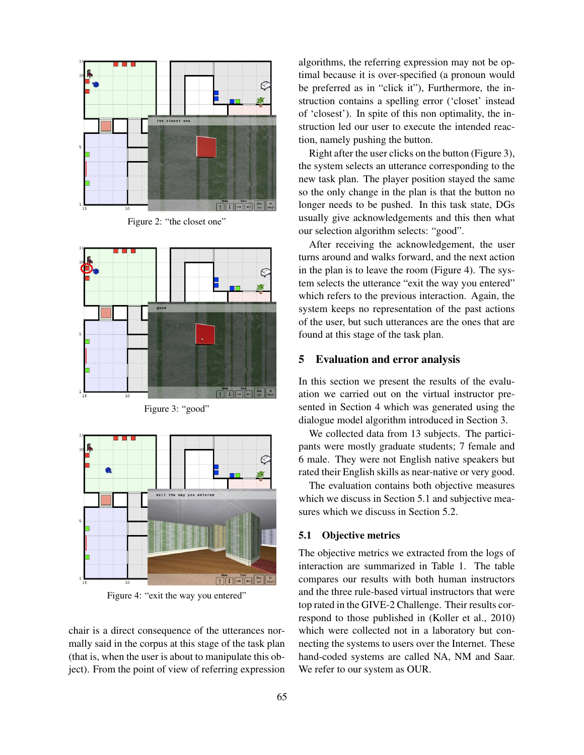Figure 2: “the closet one”

Figure 3: “good”

Figure 4: “exit the way you entered”

chair is a direct consequence of the utterances normally said in the corpus at this stage of the task plan (that is, when the user is about to manipulate this object). From the point of view of referring expression algorithms, the referring expression may not be optimal because it is over-specified (a pronoun would be preferred as in “click it”), Furthermore, the instruction contains a spelling error (‘closet’ instead of ‘closest’). In spite of this non optimality, the instruction led our user to execute the intended reaction, namely pushing the button.

Right after the user clicks on the button (Figure 3), the system selects an utterance corresponding to the new task plan. The player position stayed the same so the only change in the plan is that the button no longer needs to be pushed. In this task state, DGs usually give acknowledgements and this then what our selection algorithm selects: “good”.

After receiving the acknowledgement, the user turns around and walks forward, and the next action in the plan is to leave the room (Figure 4). The system selects the utterance “exit the way you entered” which refers to the previous interaction. Again, the system keeps no representation of the past actions of the user, but such utterances are the ones that are found at this stage of the task plan.

## 5 Evaluation and error analysis

In this section we present the results of the evaluation we carried out on the virtual instructor presented in Section 4 which was generated using the dialogue model algorithm introduced in Section 3.

We collected data from 13 subjects. The participants were mostly graduate students; 7 female and 6 male. They were not English native speakers but rated their English skills as near-native or very good.

The evaluation contains both objective measures which we discuss in Section 5.1 and subjective measures which we discuss in Section 5.2.

### 5.1 Objective metrics

The objective metrics we extracted from the logs of interaction are summarized in Table 1. The table compares our results with both human instructors and the three rule-based virtual instructors that were top rated in the GIVE-2 Challenge. Their results correspond to those published in (Koller et al., 2010) which were collected not in a laboratory but connecting the systems to users over the Internet. These hand-coded systems are called NA, NM and Saar. We refer to our system as OUR.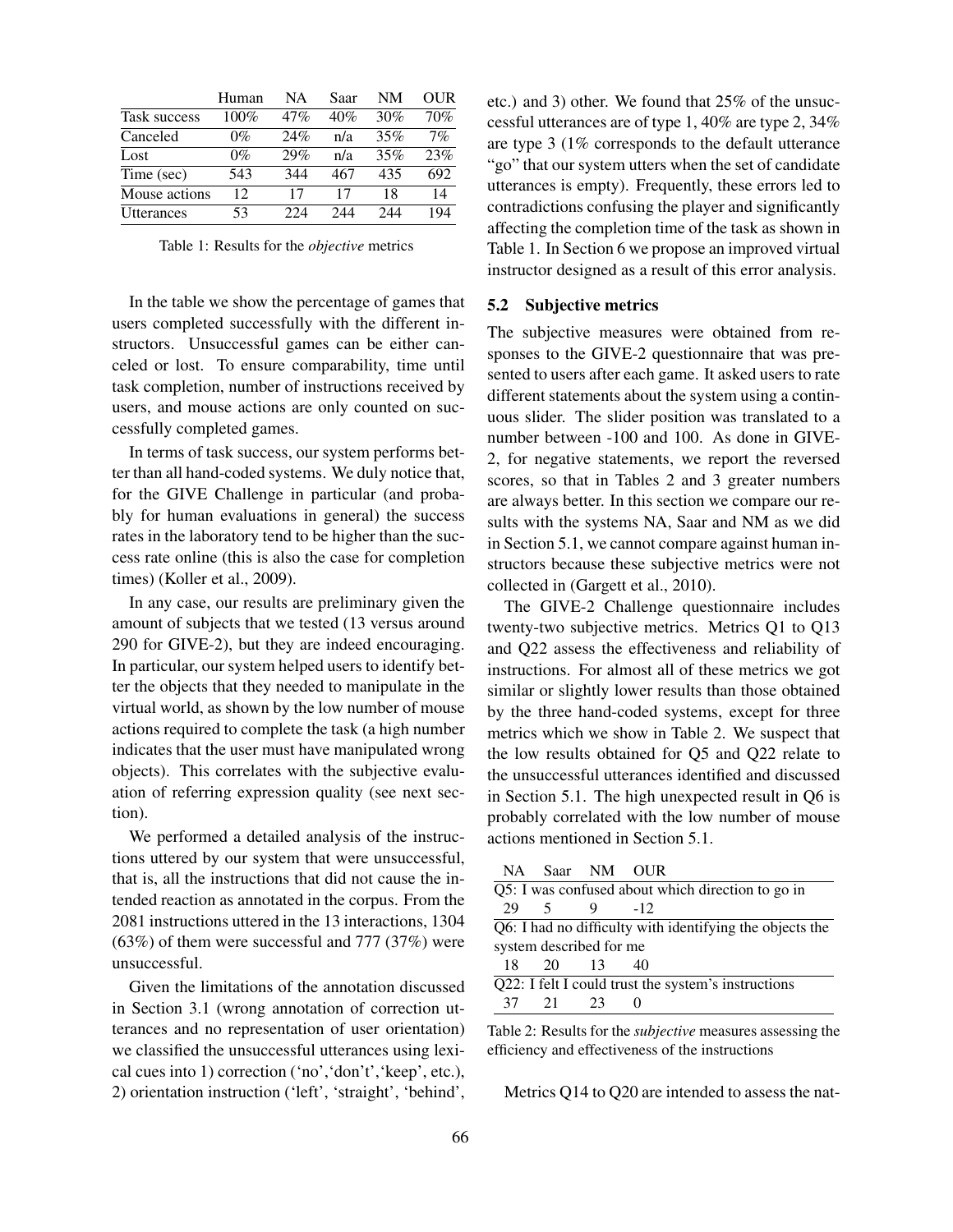| | Human | NA | Saar | NM | OUR |
|---|---|---|---|---|---|
| Task success | 100% | 47% | 40% | 30% | 70% |
| Canceled | 0% | 24% | n/a | 35% | 7% |
| Lost | 0% | 29% | n/a | 35% | 23% |
| Time (sec) | 543 | 344 | 467 | 435 | 692 |
| Mouse actions | 12 | 17 | 17 | 18 | 14 |
| Utterances | 53 | 224 | 244 | 244 | 194 |

Table 1: Results for the *objective* metrics

In the table we show the percentage of games that users completed successfully with the different instructors. Unsuccessful games can be either canceled or lost. To ensure comparability, time until task completion, number of instructions received by users, and mouse actions are only counted on successfully completed games.

In terms of task success, our system performs better than all hand-coded systems. We duly notice that, for the GIVE Challenge in particular (and probably for human evaluations in general) the success rates in the laboratory tend to be higher than the success rate online (this is also the case for completion times) (Koller et al., 2009).

In any case, our results are preliminary given the amount of subjects that we tested (13 versus around 290 for GIVE-2), but they are indeed encouraging. In particular, our system helped users to identify better the objects that they needed to manipulate in the virtual world, as shown by the low number of mouse actions required to complete the task (a high number indicates that the user must have manipulated wrong objects). This correlates with the subjective evaluation of referring expression quality (see next section).

We performed a detailed analysis of the instructions uttered by our system that were unsuccessful, that is, all the instructions that did not cause the intended reaction as annotated in the corpus. From the 2081 instructions uttered in the 13 interactions, 1304 (63%) of them were successful and 777 (37%) were unsuccessful.

Given the limitations of the annotation discussed in Section 3.1 (wrong annotation of correction utterances and no representation of user orientation) we classified the unsuccessful utterances using lexical cues into 1) correction ('no','don't','keep', etc.), 2) orientation instruction ('left', 'straight', 'behind', etc.) and 3) other. We found that 25% of the unsuccessful utterances are of type 1, 40% are type 2, 34% are type 3 (1% corresponds to the default utterance "go" that our system utters when the set of candidate utterances is empty). Frequently, these errors led to contradictions confusing the player and significantly affecting the completion time of the task as shown in Table 1. In Section 6 we propose an improved virtual instructor designed as a result of this error analysis.

### 5.2 Subjective metrics

The subjective measures were obtained from responses to the GIVE-2 questionnaire that was presented to users after each game. It asked users to rate different statements about the system using a continuous slider. The slider position was translated to a number between -100 and 100. As done in GIVE-2, for negative statements, we report the reversed scores, so that in Tables 2 and 3 greater numbers are always better. In this section we compare our results with the systems NA, Saar and NM as we did in Section 5.1, we cannot compare against human instructors because these subjective metrics were not collected in (Gargett et al., 2010).

The GIVE-2 Challenge questionnaire includes twenty-two subjective metrics. Metrics Q1 to Q13 and Q22 assess the effectiveness and reliability of instructions. For almost all of these metrics we got similar or slightly lower results than those obtained by the three hand-coded systems, except for three metrics which we show in Table 2. We suspect that the low results obtained for Q5 and Q22 relate to the unsuccessful utterances identified and discussed in Section 5.1. The high unexpected result in Q6 is probably correlated with the low number of mouse actions mentioned in Section 5.1.

| NA | Saar | NM | OUR |
|---|---|---|---|
| Q5: I was confused about which direction to go in | | | |
| 29 | 5 | 9 | -12 |
| Q6: I had no difficulty with identifying the objects the system described for me | | | |
| 18 | 20 | 13 | 40 |
| Q22: I felt I could trust the system's instructions | | | |
| 37 | 21 | 23 | 0 |

Table 2: Results for the *subjective* measures assessing the efficiency and effectiveness of the instructions

Metrics Q14 to Q20 are intended to assess the nat-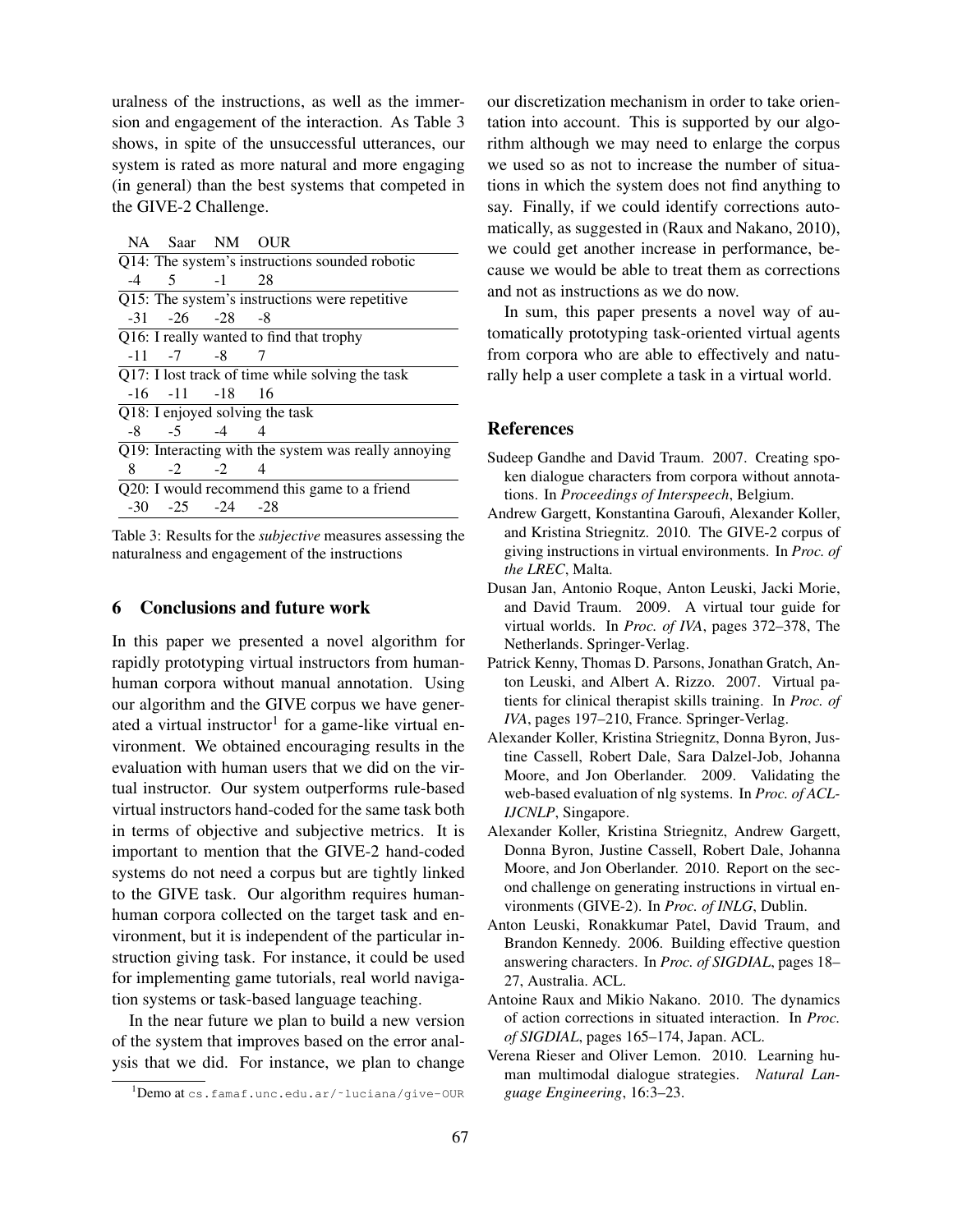uralness of the instructions, as well as the immersion and engagement of the interaction. As Table 3 shows, in spite of the unsuccessful utterances, our system is rated as more natural and more engaging (in general) than the best systems that competed in the GIVE-2 Challenge.

| NA | Saar | NM | OUR |
|---|---|---|---|
| Q14: The system's instructions sounded robotic | | | |
| -4 | 5 | -1 | 28 |
| Q15: The system's instructions were repetitive | | | |
| -31 | -26 | -28 | -8 |
| Q16: I really wanted to find that trophy | | | |
| -11 | -7 | -8 | 7 |
| Q17: I lost track of time while solving the task | | | |
| -16 | -11 | -18 | 16 |
| Q18: I enjoyed solving the task | | | |
| -8 | -5 | -4 | 4 |
| Q19: Interacting with the system was really annoying | | | |
| 8 | -2 | -2 | 4 |
| Q20: I would recommend this game to a friend | | | |
| -30 | -25 | -24 | -28 |

Table 3: Results for the *subjective* measures assessing the naturalness and engagement of the instructions

## 6 Conclusions and future work

In this paper we presented a novel algorithm for rapidly prototyping virtual instructors from human-human corpora without manual annotation. Using our algorithm and the GIVE corpus we have generated a virtual instructor[1] for a game-like virtual environment. We obtained encouraging results in the evaluation with human users that we did on the virtual instructor. Our system outperforms rule-based virtual instructors hand-coded for the same task both in terms of objective and subjective metrics. It is important to mention that the GIVE-2 hand-coded systems do not need a corpus but are tightly linked to the GIVE task. Our algorithm requires human-human corpora collected on the target task and environment, but it is independent of the particular instruction giving task. For instance, it could be used for implementing game tutorials, real world navigation systems or task-based language teaching.

In the near future we plan to build a new version of the system that improves based on the error analysis that we did. For instance, we plan to change our discretization mechanism in order to take orientation into account. This is supported by our algorithm although we may need to enlarge the corpus we used so as not to increase the number of situations in which the system does not find anything to say. Finally, if we could identify corrections automatically, as suggested in (Raux and Nakano, 2010), we could get another increase in performance, because we would be able to treat them as corrections and not as instructions as we do now.

In sum, this paper presents a novel way of automatically prototyping task-oriented virtual agents from corpora who are able to effectively and naturally help a user complete a task in a virtual world.

[1] Demo at cs.famaf.unc.edu.ar/~luciana/give-OUR

## References

Sudeep Gandhe and David Traum. 2007. Creating spoken dialogue characters from corpora without annotations. In *Proceedings of Interspeech*, Belgium.

Andrew Gargett, Konstantina Garoufi, Alexander Koller, and Kristina Striegnitz. 2010. The GIVE-2 corpus of giving instructions in virtual environments. In *Proc. of the LREC*, Malta.

Dusan Jan, Antonio Roque, Anton Leuski, Jacki Morie, and David Traum. 2009. A virtual tour guide for virtual worlds. In *Proc. of IVA*, pages 372–378, The Netherlands. Springer-Verlag.

Patrick Kenny, Thomas D. Parsons, Jonathan Gratch, Anton Leuski, and Albert A. Rizzo. 2007. Virtual patients for clinical therapist skills training. In *Proc. of IVA*, pages 197–210, France. Springer-Verlag.

Alexander Koller, Kristina Striegnitz, Donna Byron, Justine Cassell, Robert Dale, Sara Dalzel-Job, Johanna Moore, and Jon Oberlander. 2009. Validating the web-based evaluation of nlg systems. In *Proc. of ACL-IJCNLP*, Singapore.

Alexander Koller, Kristina Striegnitz, Andrew Gargett, Donna Byron, Justine Cassell, Robert Dale, Johanna Moore, and Jon Oberlander. 2010. Report on the second challenge on generating instructions in virtual environments (GIVE-2). In *Proc. of INLG*, Dublin.

Anton Leuski, Ronakkumar Patel, David Traum, and Brandon Kennedy. 2006. Building effective question answering characters. In *Proc. of SIGDIAL*, pages 18–27, Australia. ACL.

Antoine Raux and Mikio Nakano. 2010. The dynamics of action corrections in situated interaction. In *Proc. of SIGDIAL*, pages 165–174, Japan. ACL.

Verena Rieser and Oliver Lemon. 2010. Learning human multimodal dialogue strategies. *Natural Language Engineering*, 16:3–23.